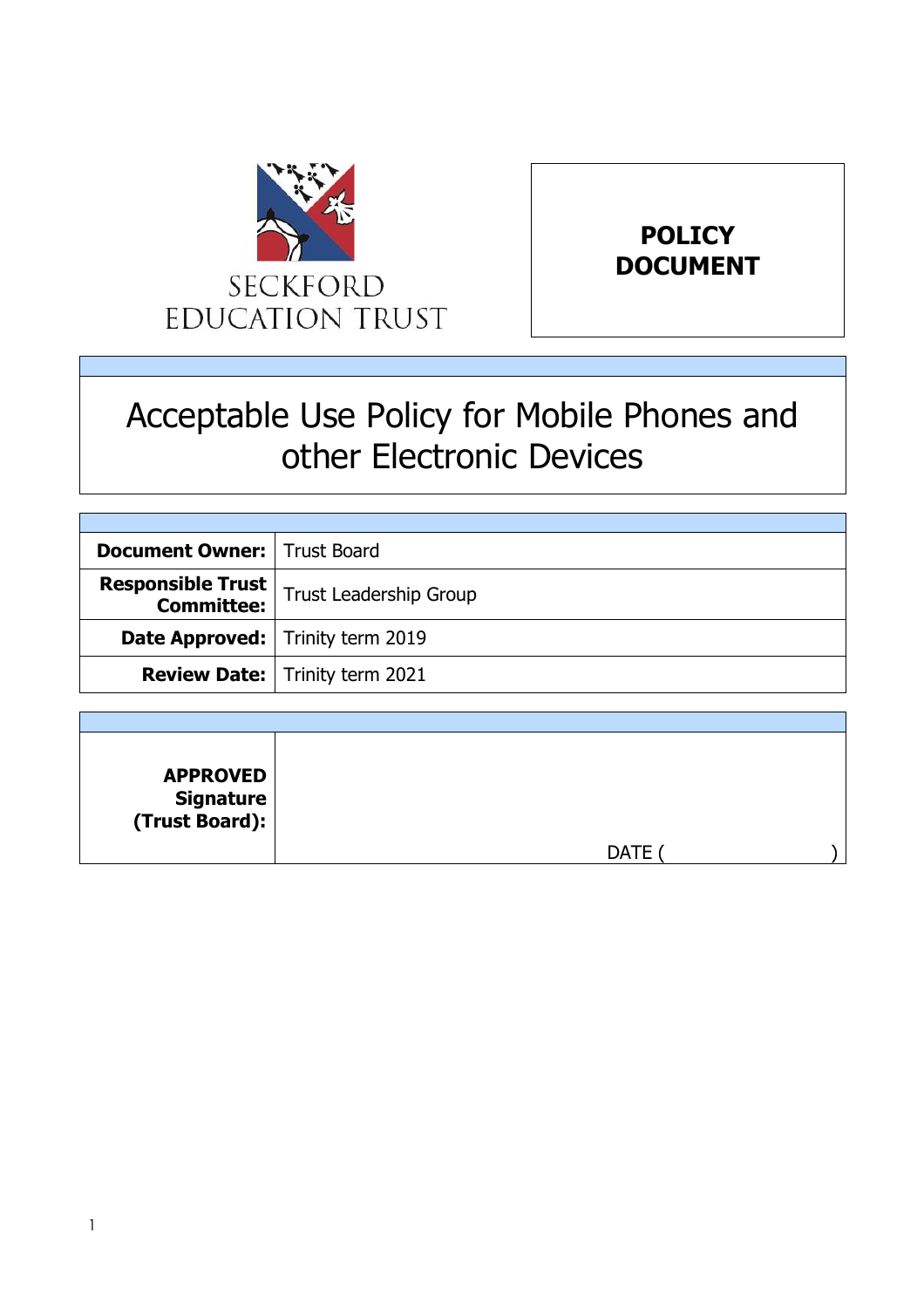SECKFORD EDUCATION TRUST

**POLICY DOCUMENT**

# Acceptable Use Policy for Mobile Phones and other Electronic Devices

| | |
|---|---|
| **Document Owner:** | Trust Board |
| **Responsible Trust Committee:** | Trust Leadership Group |
| **Date Approved:** | Trinity term 2019 |
| **Review Date:** | Trinity term 2021 |

| | |
|---|---|
| **APPROVED Signature (Trust Board):** | DATE ( ) |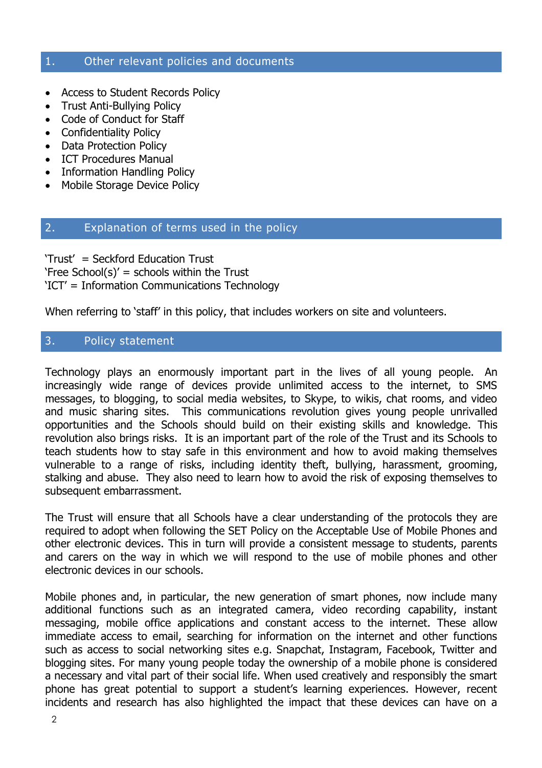## 1. Other relevant policies and documents

- Access to Student Records Policy
- Trust Anti-Bullying Policy
- Code of Conduct for Staff
- Confidentiality Policy
- Data Protection Policy
- ICT Procedures Manual
- Information Handling Policy
- Mobile Storage Device Policy

## 2. Explanation of terms used in the policy

'Trust' = Seckford Education Trust
'Free School(s)' = schools within the Trust
'ICT' = Information Communications Technology

When referring to 'staff' in this policy, that includes workers on site and volunteers.

## 3. Policy statement

Technology plays an enormously important part in the lives of all young people. An increasingly wide range of devices provide unlimited access to the internet, to SMS messages, to blogging, to social media websites, to Skype, to wikis, chat rooms, and video and music sharing sites. This communications revolution gives young people unrivalled opportunities and the Schools should build on their existing skills and knowledge. This revolution also brings risks. It is an important part of the role of the Trust and its Schools to teach students how to stay safe in this environment and how to avoid making themselves vulnerable to a range of risks, including identity theft, bullying, harassment, grooming, stalking and abuse. They also need to learn how to avoid the risk of exposing themselves to subsequent embarrassment.

The Trust will ensure that all Schools have a clear understanding of the protocols they are required to adopt when following the SET Policy on the Acceptable Use of Mobile Phones and other electronic devices. This in turn will provide a consistent message to students, parents and carers on the way in which we will respond to the use of mobile phones and other electronic devices in our schools.

Mobile phones and, in particular, the new generation of smart phones, now include many additional functions such as an integrated camera, video recording capability, instant messaging, mobile office applications and constant access to the internet. These allow immediate access to email, searching for information on the internet and other functions such as access to social networking sites e.g. Snapchat, Instagram, Facebook, Twitter and blogging sites. For many young people today the ownership of a mobile phone is considered a necessary and vital part of their social life. When used creatively and responsibly the smart phone has great potential to support a student's learning experiences. However, recent incidents and research has also highlighted the impact that these devices can have on a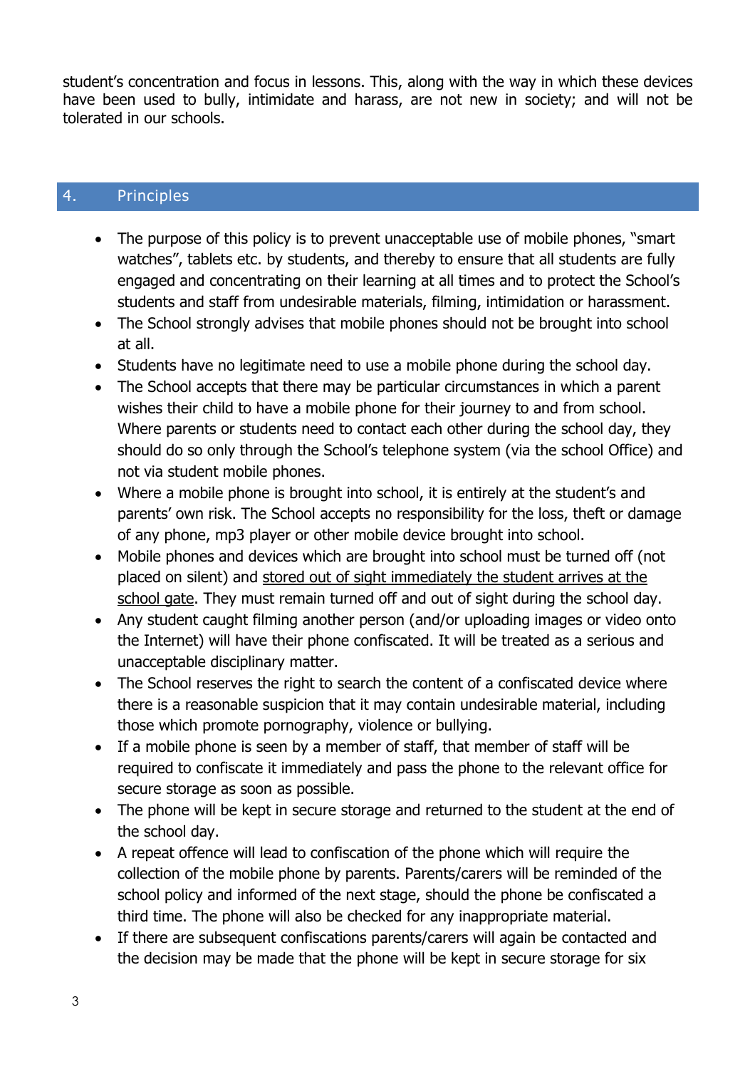student's concentration and focus in lessons. This, along with the way in which these devices have been used to bully, intimidate and harass, are not new in society; and will not be tolerated in our schools.

## 4. Principles

- The purpose of this policy is to prevent unacceptable use of mobile phones, "smart watches", tablets etc. by students, and thereby to ensure that all students are fully engaged and concentrating on their learning at all times and to protect the School's students and staff from undesirable materials, filming, intimidation or harassment.
- The School strongly advises that mobile phones should not be brought into school at all.
- Students have no legitimate need to use a mobile phone during the school day.
- The School accepts that there may be particular circumstances in which a parent wishes their child to have a mobile phone for their journey to and from school. Where parents or students need to contact each other during the school day, they should do so only through the School's telephone system (via the school Office) and not via student mobile phones.
- Where a mobile phone is brought into school, it is entirely at the student's and parents' own risk. The School accepts no responsibility for the loss, theft or damage of any phone, mp3 player or other mobile device brought into school.
- Mobile phones and devices which are brought into school must be turned off (not placed on silent) and <u>stored out of sight immediately the student arrives at the school gate</u>. They must remain turned off and out of sight during the school day.
- Any student caught filming another person (and/or uploading images or video onto the Internet) will have their phone confiscated. It will be treated as a serious and unacceptable disciplinary matter.
- The School reserves the right to search the content of a confiscated device where there is a reasonable suspicion that it may contain undesirable material, including those which promote pornography, violence or bullying.
- If a mobile phone is seen by a member of staff, that member of staff will be required to confiscate it immediately and pass the phone to the relevant office for secure storage as soon as possible.
- The phone will be kept in secure storage and returned to the student at the end of the school day.
- A repeat offence will lead to confiscation of the phone which will require the collection of the mobile phone by parents. Parents/carers will be reminded of the school policy and informed of the next stage, should the phone be confiscated a third time. The phone will also be checked for any inappropriate material.
- If there are subsequent confiscations parents/carers will again be contacted and the decision may be made that the phone will be kept in secure storage for six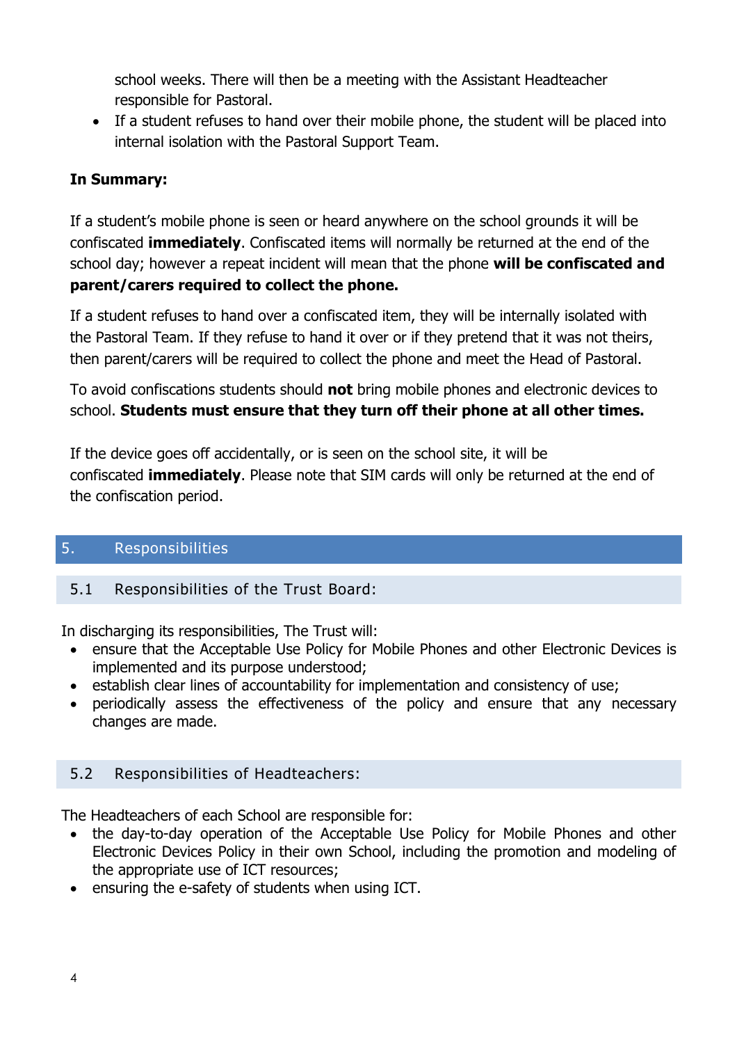school weeks. There will then be a meeting with the Assistant Headteacher responsible for Pastoral.

- If a student refuses to hand over their mobile phone, the student will be placed into internal isolation with the Pastoral Support Team.

**In Summary:**

If a student's mobile phone is seen or heard anywhere on the school grounds it will be confiscated **immediately**. Confiscated items will normally be returned at the end of the school day; however a repeat incident will mean that the phone **will be confiscated and parent/carers required to collect the phone.**

If a student refuses to hand over a confiscated item, they will be internally isolated with the Pastoral Team. If they refuse to hand it over or if they pretend that it was not theirs, then parent/carers will be required to collect the phone and meet the Head of Pastoral.

To avoid confiscations students should **not** bring mobile phones and electronic devices to school. **Students must ensure that they turn off their phone at all other times.**

If the device goes off accidentally, or is seen on the school site, it will be confiscated **immediately**. Please note that SIM cards will only be returned at the end of the confiscation period.

## 5. Responsibilities

### 5.1 Responsibilities of the Trust Board:

In discharging its responsibilities, The Trust will:

- ensure that the Acceptable Use Policy for Mobile Phones and other Electronic Devices is implemented and its purpose understood;
- establish clear lines of accountability for implementation and consistency of use;
- periodically assess the effectiveness of the policy and ensure that any necessary changes are made.

### 5.2 Responsibilities of Headteachers:

The Headteachers of each School are responsible for:

- the day-to-day operation of the Acceptable Use Policy for Mobile Phones and other Electronic Devices Policy in their own School, including the promotion and modeling of the appropriate use of ICT resources;
- ensuring the e-safety of students when using ICT.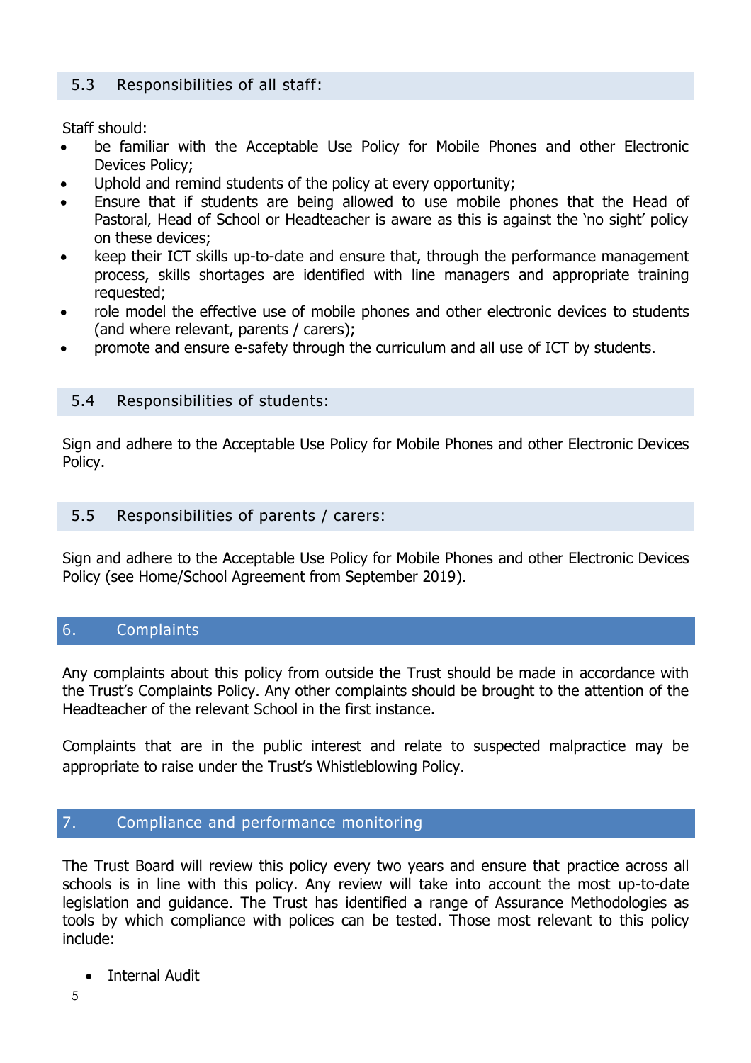### 5.3 Responsibilities of all staff:

Staff should:

- be familiar with the Acceptable Use Policy for Mobile Phones and other Electronic Devices Policy;
- Uphold and remind students of the policy at every opportunity;
- Ensure that if students are being allowed to use mobile phones that the Head of Pastoral, Head of School or Headteacher is aware as this is against the 'no sight' policy on these devices;
- keep their ICT skills up-to-date and ensure that, through the performance management process, skills shortages are identified with line managers and appropriate training requested;
- role model the effective use of mobile phones and other electronic devices to students (and where relevant, parents / carers);
- promote and ensure e-safety through the curriculum and all use of ICT by students.

### 5.4 Responsibilities of students:

Sign and adhere to the Acceptable Use Policy for Mobile Phones and other Electronic Devices Policy.

### 5.5 Responsibilities of parents / carers:

Sign and adhere to the Acceptable Use Policy for Mobile Phones and other Electronic Devices Policy (see Home/School Agreement from September 2019).

## 6. Complaints

Any complaints about this policy from outside the Trust should be made in accordance with the Trust's Complaints Policy. Any other complaints should be brought to the attention of the Headteacher of the relevant School in the first instance.

Complaints that are in the public interest and relate to suspected malpractice may be appropriate to raise under the Trust's Whistleblowing Policy.

## 7. Compliance and performance monitoring

The Trust Board will review this policy every two years and ensure that practice across all schools is in line with this policy. Any review will take into account the most up-to-date legislation and guidance. The Trust has identified a range of Assurance Methodologies as tools by which compliance with polices can be tested. Those most relevant to this policy include:

- Internal Audit